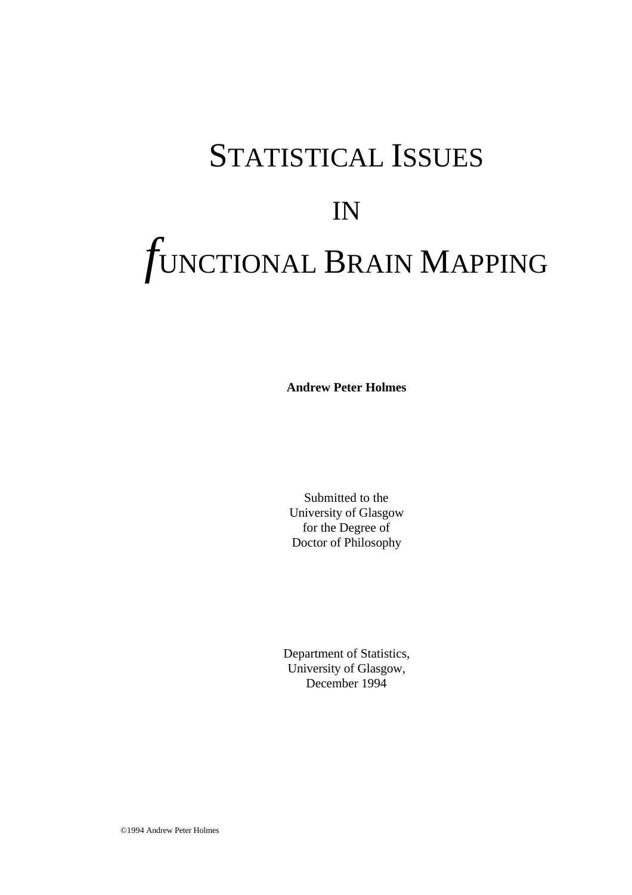# STATISTICAL ISSUES IN *f*UNCTIONAL BRAIN MAPPING

**Andrew Peter Holmes**

Submitted to the
University of Glasgow
for the Degree of
Doctor of Philosophy

Department of Statistics,
University of Glasgow,
December 1994

©1994 Andrew Peter Holmes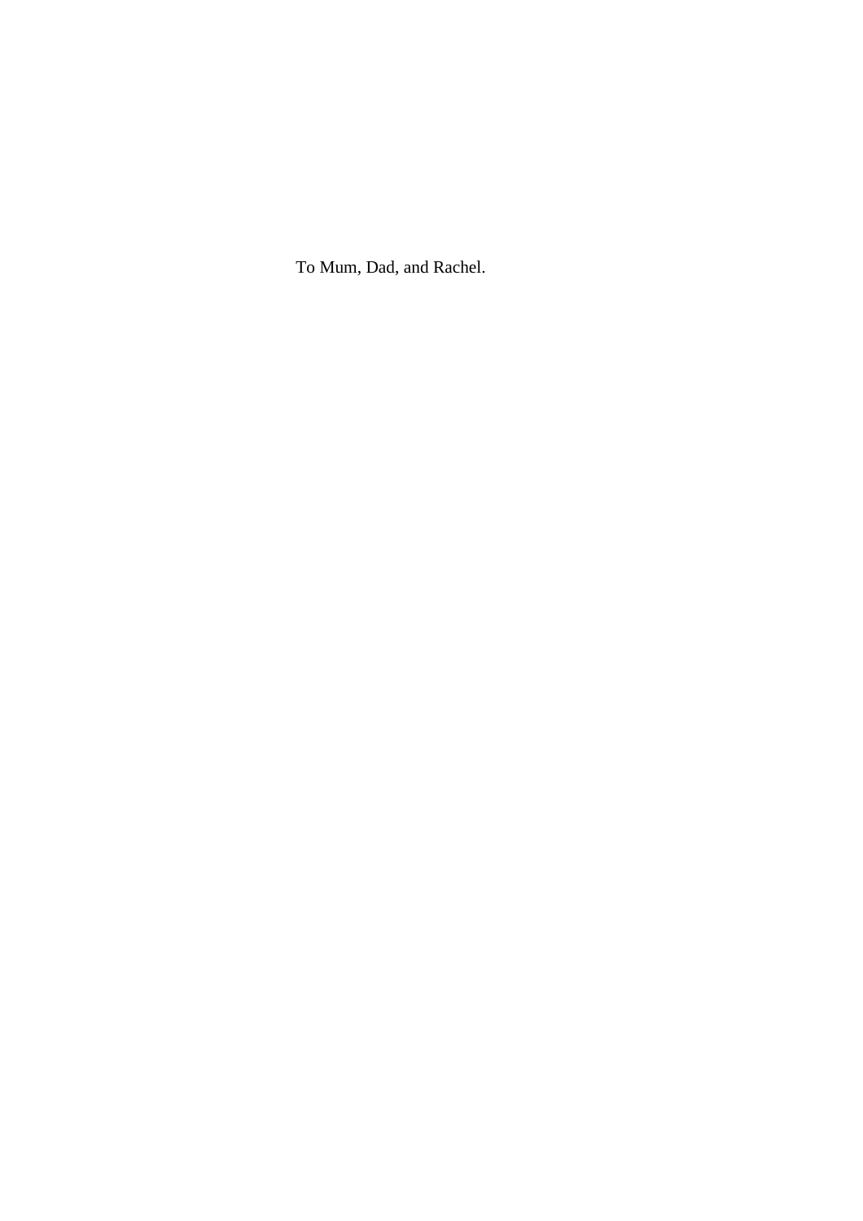To Mum, Dad, and Rachel.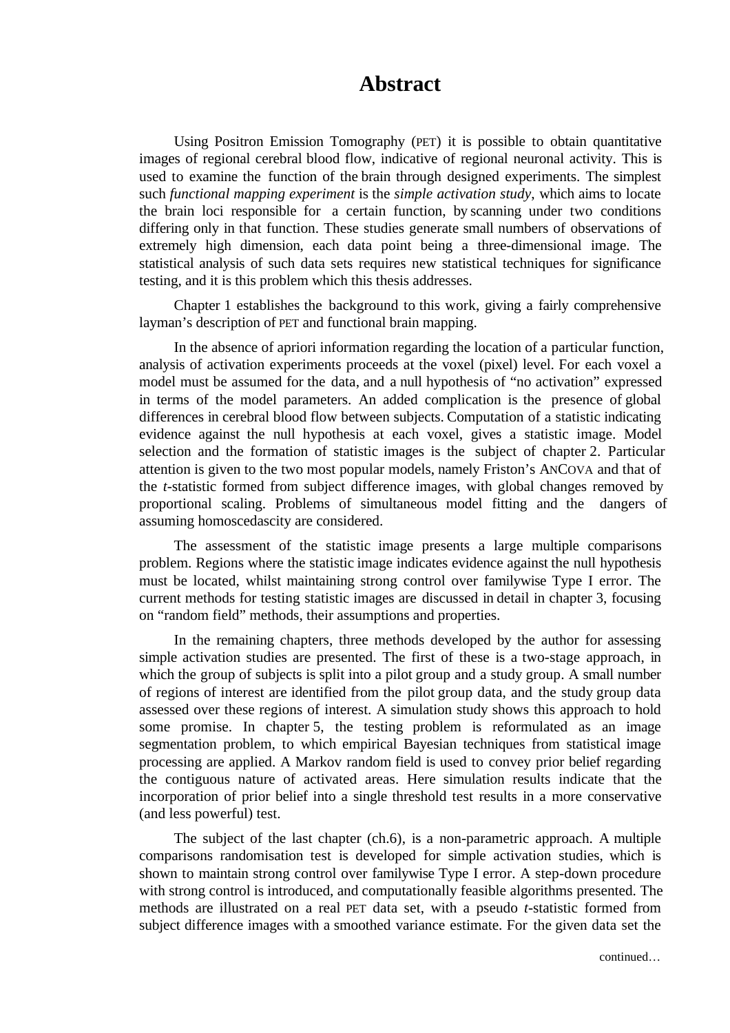# Abstract

Using Positron Emission Tomography (PET) it is possible to obtain quantitative images of regional cerebral blood flow, indicative of regional neuronal activity. This is used to examine the function of the brain through designed experiments. The simplest such *functional mapping experiment* is the *simple activation study*, which aims to locate the brain loci responsible for a certain function, by scanning under two conditions differing only in that function. These studies generate small numbers of observations of extremely high dimension, each data point being a three-dimensional image. The statistical analysis of such data sets requires new statistical techniques for significance testing, and it is this problem which this thesis addresses.

Chapter 1 establishes the background to this work, giving a fairly comprehensive layman's description of PET and functional brain mapping.

In the absence of apriori information regarding the location of a particular function, analysis of activation experiments proceeds at the voxel (pixel) level. For each voxel a model must be assumed for the data, and a null hypothesis of "no activation" expressed in terms of the model parameters. An added complication is the presence of global differences in cerebral blood flow between subjects. Computation of a statistic indicating evidence against the null hypothesis at each voxel, gives a statistic image. Model selection and the formation of statistic images is the subject of chapter 2. Particular attention is given to the two most popular models, namely Friston's ANCOVA and that of the *t*-statistic formed from subject difference images, with global changes removed by proportional scaling. Problems of simultaneous model fitting and the dangers of assuming homoscedascity are considered.

The assessment of the statistic image presents a large multiple comparisons problem. Regions where the statistic image indicates evidence against the null hypothesis must be located, whilst maintaining strong control over familywise Type I error. The current methods for testing statistic images are discussed in detail in chapter 3, focusing on "random field" methods, their assumptions and properties.

In the remaining chapters, three methods developed by the author for assessing simple activation studies are presented. The first of these is a two-stage approach, in which the group of subjects is split into a pilot group and a study group. A small number of regions of interest are identified from the pilot group data, and the study group data assessed over these regions of interest. A simulation study shows this approach to hold some promise. In chapter 5, the testing problem is reformulated as an image segmentation problem, to which empirical Bayesian techniques from statistical image processing are applied. A Markov random field is used to convey prior belief regarding the contiguous nature of activated areas. Here simulation results indicate that the incorporation of prior belief into a single threshold test results in a more conservative (and less powerful) test.

The subject of the last chapter (ch.6), is a non-parametric approach. A multiple comparisons randomisation test is developed for simple activation studies, which is shown to maintain strong control over familywise Type I error. A step-down procedure with strong control is introduced, and computationally feasible algorithms presented. The methods are illustrated on a real PET data set, with a pseudo *t*-statistic formed from subject difference images with a smoothed variance estimate. For the given data set the

continued…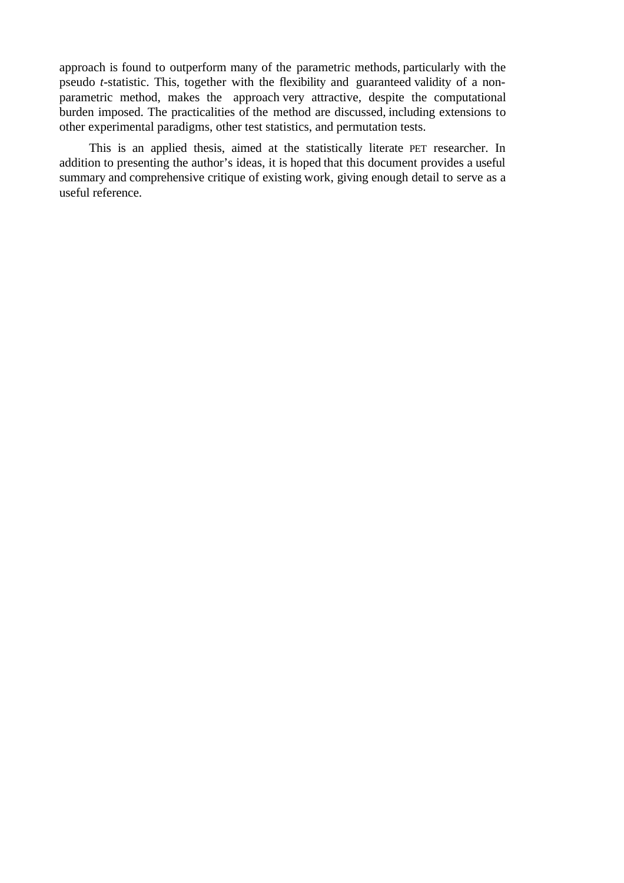approach is found to outperform many of the parametric methods, particularly with the pseudo *t*-statistic. This, together with the flexibility and guaranteed validity of a non-parametric method, makes the approach very attractive, despite the computational burden imposed. The practicalities of the method are discussed, including extensions to other experimental paradigms, other test statistics, and permutation tests.

This is an applied thesis, aimed at the statistically literate PET researcher. In addition to presenting the author's ideas, it is hoped that this document provides a useful summary and comprehensive critique of existing work, giving enough detail to serve as a useful reference.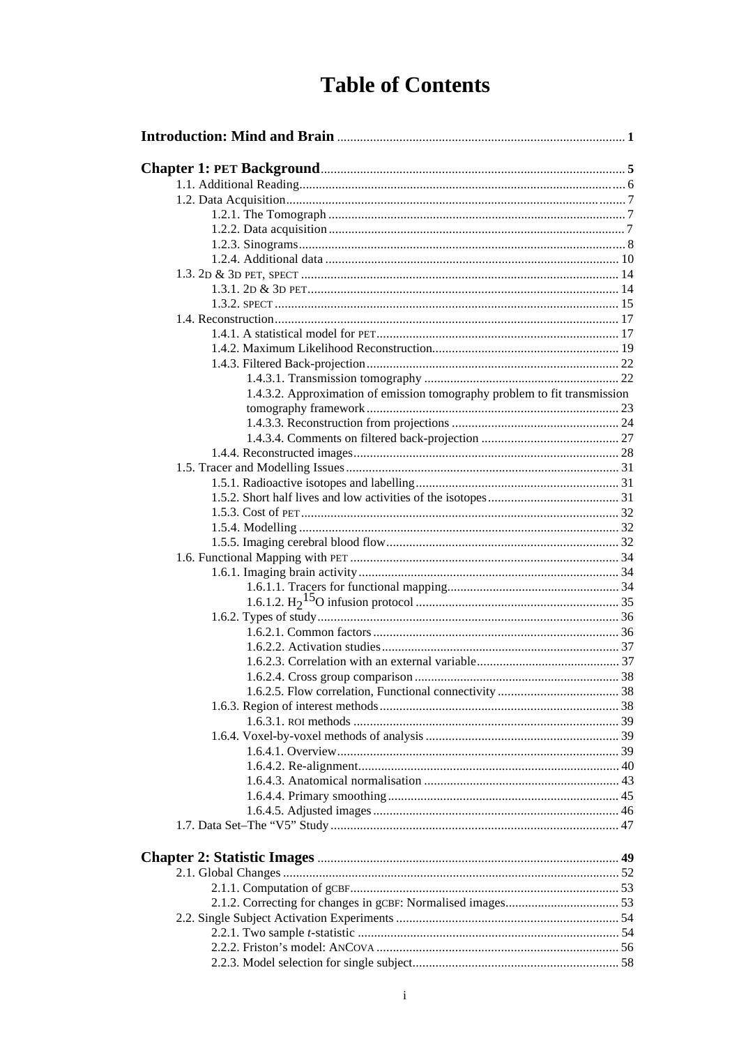# Table of Contents

**Introduction: Mind and Brain** ........ **1**

**Chapter 1: PET Background** ........ **5**

- 1.1. Additional Reading ........ 6
- 1.2. Data Acquisition ........ 7
  - 1.2.1. The Tomograph ........ 7
  - 1.2.2. Data acquisition ........ 7
  - 1.2.3. Sinograms ........ 8
  - 1.2.4. Additional data ........ 10
- 1.3. 2D & 3D PET, SPECT ........ 14
  - 1.3.1. 2D & 3D PET ........ 14
  - 1.3.2. SPECT ........ 15
- 1.4. Reconstruction ........ 17
  - 1.4.1. A statistical model for PET ........ 17
  - 1.4.2. Maximum Likelihood Reconstruction ........ 19
  - 1.4.3. Filtered Back-projection ........ 22
    - 1.4.3.1. Transmission tomography ........ 22
    - 1.4.3.2. Approximation of emission tomography problem to fit transmission tomography framework ........ 23
    - 1.4.3.3. Reconstruction from projections ........ 24
    - 1.4.3.4. Comments on filtered back-projection ........ 27
  - 1.4.4. Reconstructed images ........ 28
- 1.5. Tracer and Modelling Issues ........ 31
  - 1.5.1. Radioactive isotopes and labelling ........ 31
  - 1.5.2. Short half lives and low activities of the isotopes ........ 31
  - 1.5.3. Cost of PET ........ 32
  - 1.5.4. Modelling ........ 32
  - 1.5.5. Imaging cerebral blood flow ........ 32
- 1.6. Functional Mapping with PET ........ 34
  - 1.6.1. Imaging brain activity ........ 34
    - 1.6.1.1. Tracers for functional mapping ........ 34
    - 1.6.1.2. $H_2{}^{15}O$ infusion protocol ........ 35
  - 1.6.2. Types of study ........ 36
    - 1.6.2.1. Common factors ........ 36
    - 1.6.2.2. Activation studies ........ 37
    - 1.6.2.3. Correlation with an external variable ........ 37
    - 1.6.2.4. Cross group comparison ........ 38
    - 1.6.2.5. Flow correlation, Functional connectivity ........ 38
  - 1.6.3. Region of interest methods ........ 38
    - 1.6.3.1. ROI methods ........ 39
  - 1.6.4. Voxel-by-voxel methods of analysis ........ 39
    - 1.6.4.1. Overview ........ 39
    - 1.6.4.2. Re-alignment ........ 40
    - 1.6.4.3. Anatomical normalisation ........ 43
    - 1.6.4.4. Primary smoothing ........ 45
    - 1.6.4.5. Adjusted images ........ 46
- 1.7. Data Set–The "V5" Study ........ 47

**Chapter 2: Statistic Images** ........ **49**

- 2.1. Global Changes ........ 52
  - 2.1.1. Computation of gCBF ........ 53
  - 2.1.2. Correcting for changes in gCBF: Normalised images ........ 53
- 2.2. Single Subject Activation Experiments ........ 54
  - 2.2.1. Two sample *t*-statistic ........ 54
  - 2.2.2. Friston's model: ANCOVA ........ 56
  - 2.2.3. Model selection for single subject ........ 58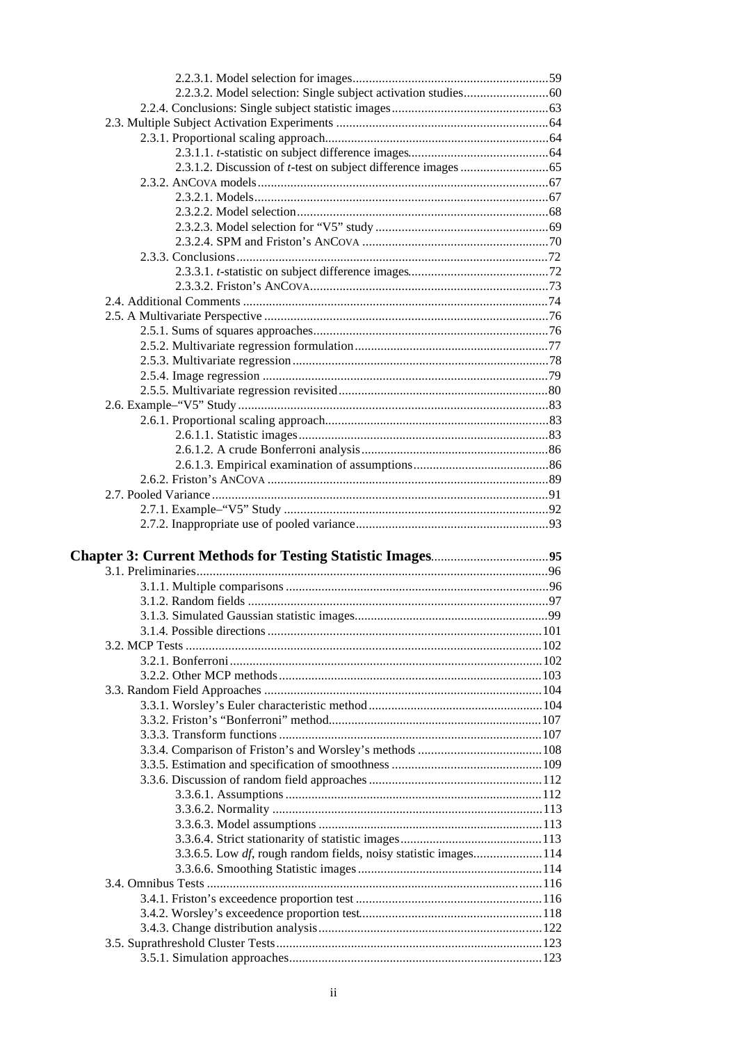2.2.3.1. Model selection for images ....59
2.2.3.2. Model selection: Single subject activation studies ....60
2.2.4. Conclusions: Single subject statistic images ....63
2.3. Multiple Subject Activation Experiments ....64
2.3.1. Proportional scaling approach ....64
2.3.1.1. *t*-statistic on subject difference images ....64
2.3.1.2. Discussion of *t*-test on subject difference images ....65
2.3.2. ANCOVA models ....67
2.3.2.1. Models ....67
2.3.2.2. Model selection ....68
2.3.2.3. Model selection for "V5" study ....69
2.3.2.4. SPM and Friston's ANCOVA ....70
2.3.3. Conclusions ....72
2.3.3.1. *t*-statistic on subject difference images ....72
2.3.3.2. Friston's ANCOVA ....73
2.4. Additional Comments ....74
2.5. A Multivariate Perspective ....76
2.5.1. Sums of squares approaches ....76
2.5.2. Multivariate regression formulation ....77
2.5.3. Multivariate regression ....78
2.5.4. Image regression ....79
2.5.5. Multivariate regression revisited ....80
2.6. Example–"V5" Study ....83
2.6.1. Proportional scaling approach ....83
2.6.1.1. Statistic images ....83
2.6.1.2. A crude Bonferroni analysis ....86
2.6.1.3. Empirical examination of assumptions ....86
2.6.2. Friston's ANCOVA ....89
2.7. Pooled Variance ....91
2.7.1. Example–"V5" Study ....92
2.7.2. Inappropriate use of pooled variance ....93

**Chapter 3: Current Methods for Testing Statistic Images ....95**
3.1. Preliminaries ....96
3.1.1. Multiple comparisons ....96
3.1.2. Random fields ....97
3.1.3. Simulated Gaussian statistic images ....99
3.1.4. Possible directions ....101
3.2. MCP Tests ....102
3.2.1. Bonferroni ....102
3.2.2. Other MCP methods ....103
3.3. Random Field Approaches ....104
3.3.1. Worsley's Euler characteristic method ....104
3.3.2. Friston's "Bonferroni" method ....107
3.3.3. Transform functions ....107
3.3.4. Comparison of Friston's and Worsley's methods ....108
3.3.5. Estimation and specification of smoothness ....109
3.3.6. Discussion of random field approaches ....112
3.3.6.1. Assumptions ....112
3.3.6.2. Normality ....113
3.3.6.3. Model assumptions ....113
3.3.6.4. Strict stationarity of statistic images ....113
3.3.6.5. Low *df*, rough random fields, noisy statistic images ....114
3.3.6.6. Smoothing Statistic images ....114
3.4. Omnibus Tests ....116
3.4.1. Friston's exceedence proportion test ....116
3.4.2. Worsley's exceedence proportion test ....118
3.4.3. Change distribution analysis ....122
3.5. Suprathreshold Cluster Tests ....123
3.5.1. Simulation approaches ....123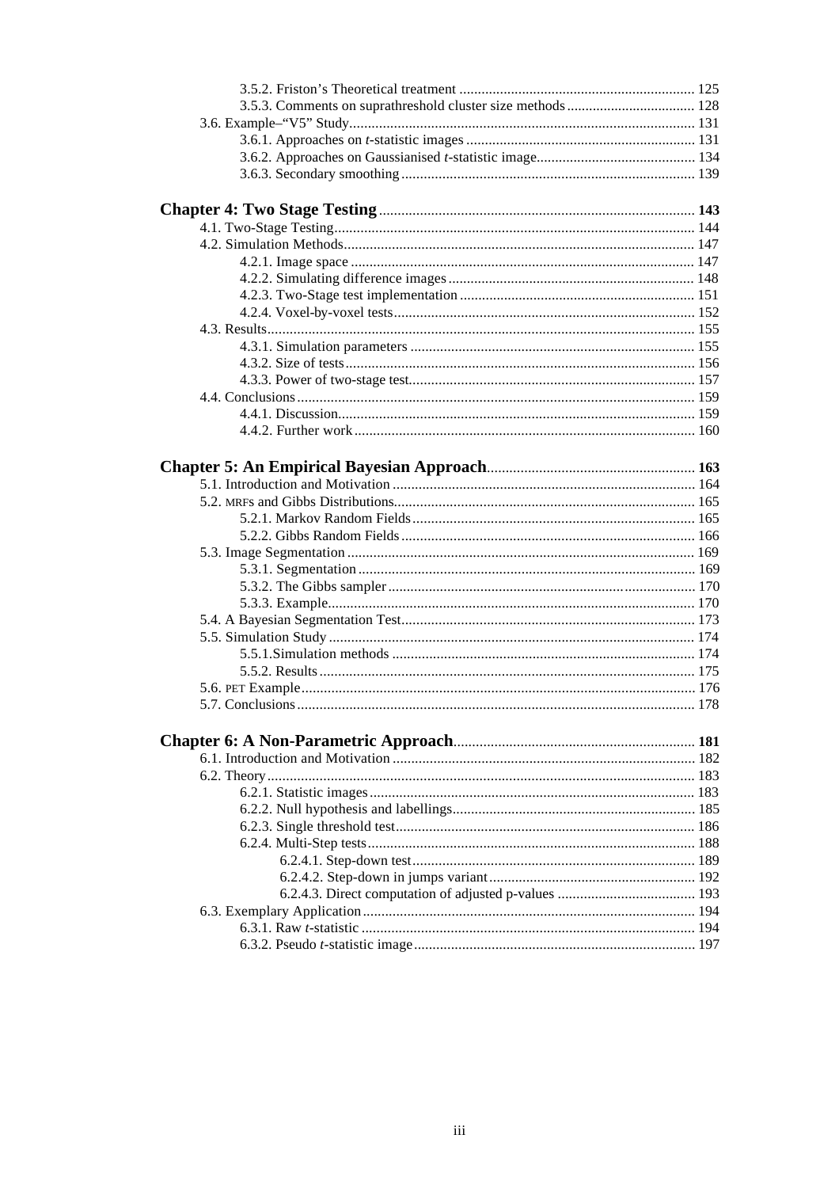3.5.2. Friston's Theoretical treatment ................................................................ 125
3.5.3. Comments on suprathreshold cluster size methods ................................ 128
3.6. Example–"V5" Study................................................................................................ 131
3.6.1. Approaches on *t*-statistic images ............................................................ 131
3.6.2. Approaches on Gaussianised *t*-statistic image......................................... 134
3.6.3. Secondary smoothing ............................................................................... 139

**Chapter 4: Two Stage Testing** ........................................................................ **143**
4.1. Two-Stage Testing.................................................................................................. 144
4.2. Simulation Methods................................................................................................ 147
4.2.1. Image space ............................................................................................ 147
4.2.2. Simulating difference images .................................................................. 148
4.2.3. Two-Stage test implementation ............................................................... 151
4.2.4. Voxel-by-voxel tests................................................................................ 152
4.3. Results.................................................................................................................... 155
4.3.1. Simulation parameters ............................................................................ 155
4.3.2. Size of tests............................................................................................. 156
4.3.3. Power of two-stage test............................................................................ 157
4.4. Conclusions ............................................................................................................ 159
4.4.1. Discussion................................................................................................ 159
4.4.2. Further work ........................................................................................... 160

**Chapter 5: An Empirical Bayesian Approach**...................................................... **163**
5.1. Introduction and Motivation ................................................................................... 164
5.2. MRFs and Gibbs Distributions................................................................................. 165
5.2.1. Markov Random Fields ............................................................................ 165
5.2.2. Gibbs Random Fields .............................................................................. 166
5.3. Image Segmentation ............................................................................................... 169
5.3.1. Segmentation .......................................................................................... 169
5.3.2. The Gibbs sampler .................................................................................. 170
5.3.3. Example.................................................................................................. 170
5.4. A Bayesian Segmentation Test................................................................................ 173
5.5. Simulation Study .................................................................................................... 174
5.5.1.Simulation methods ................................................................................. 174
5.5.2. Results .................................................................................................... 175
5.6. PET Example.......................................................................................................... 176
5.7. Conclusions ............................................................................................................ 178

**Chapter 6: A Non-Parametric Approach**............................................................... **181**
6.1. Introduction and Motivation ................................................................................... 182
6.2. Theory.................................................................................................................... 183
6.2.1. Statistic images ....................................................................................... 183
6.2.2. Null hypothesis and labellings................................................................. 185
6.2.3. Single threshold test................................................................................ 186
6.2.4. Multi-Step tests ....................................................................................... 188
6.2.4.1. Step-down test ............................................................................ 189
6.2.4.2. Step-down in jumps variant ....................................................... 192
6.2.4.3. Direct computation of adjusted p-values ..................................... 193
6.3. Exemplary Application ........................................................................................... 194
6.3.1. Raw *t*-statistic ......................................................................................... 194
6.3.2. Pseudo *t*-statistic image........................................................................... 197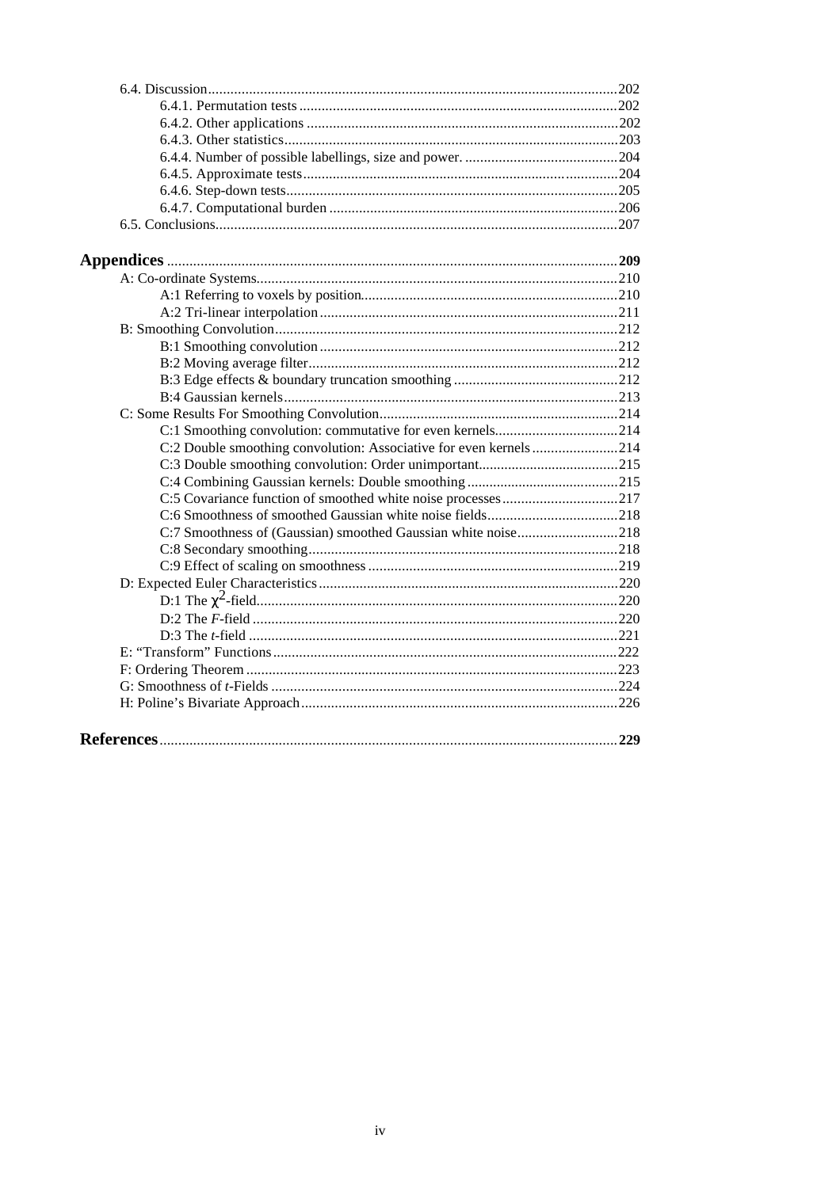6.4. Discussion ........................................................................................................ 202
- 6.4.1. Permutation tests ........................................................................... 202
- 6.4.2. Other applications ......................................................................... 202
- 6.4.3. Other statistics ............................................................................... 203
- 6.4.4. Number of possible labellings, size and power. ............................. 204
- 6.4.5. Approximate tests ........................................................................... 204
- 6.4.6. Step-down tests ............................................................................... 205
- 6.4.7. Computational burden .................................................................... 206

6.5. Conclusions ....................................................................................................... 207

**Appendices** ........................................................................................................ **209**

A: Co-ordinate Systems ............................................................................................ 210
- A:1 Referring to voxels by position ........................................................................ 210
- A:2 Tri-linear interpolation ..................................................................................... 211

B: Smoothing Convolution ........................................................................................ 212
- B:1 Smoothing convolution ..................................................................................... 212
- B:2 Moving average filter ........................................................................................ 212
- B:3 Edge effects & boundary truncation smoothing ............................................... 212
- B:4 Gaussian kernels ................................................................................................ 213

C: Some Results For Smoothing Convolution ........................................................... 214
- C:1 Smoothing convolution: commutative for even kernels .................................... 214
- C:2 Double smoothing convolution: Associative for even kernels .......................... 214
- C:3 Double smoothing convolution: Order unimportant ......................................... 215
- C:4 Combining Gaussian kernels: Double smoothing ............................................. 215
- C:5 Covariance function of smoothed white noise processes .................................. 217
- C:6 Smoothness of smoothed Gaussian white noise fields ...................................... 218
- C:7 Smoothness of (Gaussian) smoothed Gaussian white noise ............................. 218
- C:8 Secondary smoothing ......................................................................................... 218
- C:9 Effect of scaling on smoothness ........................................................................ 219

D: Expected Euler Characteristics ............................................................................. 220
- D:1 The $\chi^2$-field ................................................................................................. 220
- D:2 The *F*-field ........................................................................................................ 220
- D:3 The *t*-field ......................................................................................................... 221

E: "Transform" Functions .......................................................................................... 222

F: Ordering Theorem .................................................................................................. 223

G: Smoothness of *t*-Fields .......................................................................................... 224

H: Poline's Bivariate Approach ................................................................................... 226

**References** ........................................................................................................... **229**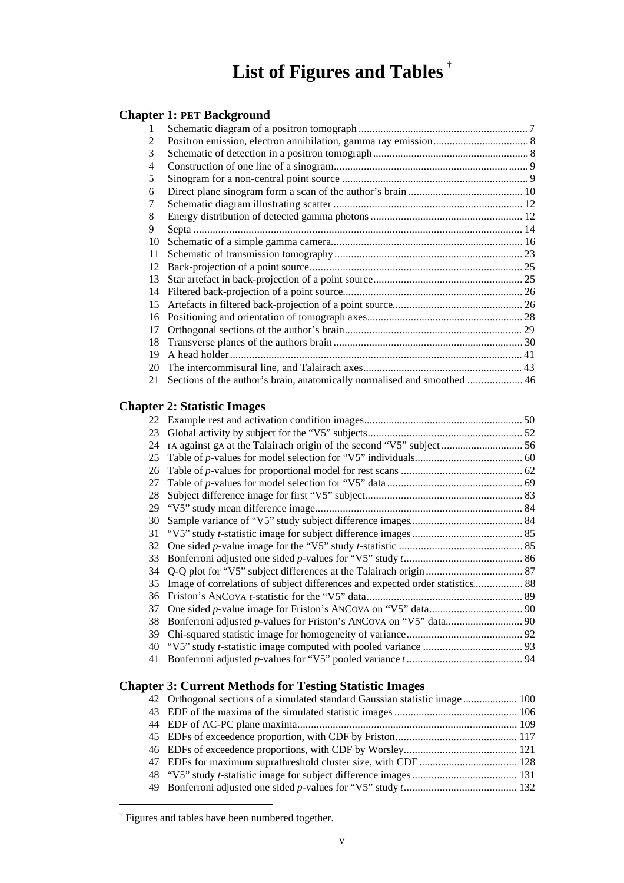# List of Figures and Tables [†]

## Chapter 1: PET Background

| | | |
|---|---|---|
| 1 | Schematic diagram of a positron tomograph | 7 |
| 2 | Positron emission, electron annihilation, gamma ray emission | 8 |
| 3 | Schematic of detection in a positron tomograph | 8 |
| 4 | Construction of one line of a sinogram | 9 |
| 5 | Sinogram for a non-central point source | 9 |
| 6 | Direct plane sinogram form a scan of the author's brain | 10 |
| 7 | Schematic diagram illustrating scatter | 12 |
| 8 | Energy distribution of detected gamma photons | 12 |
| 9 | Septa | 14 |
| 10 | Schematic of a simple gamma camera | 16 |
| 11 | Schematic of transmission tomography | 23 |
| 12 | Back-projection of a point source | 25 |
| 13 | Star artefact in back-projection of a point source | 25 |
| 14 | Filtered back-projection of a point source | 26 |
| 15 | Artefacts in filtered back-projection of a point source | 26 |
| 16 | Positioning and orientation of tomograph axes | 28 |
| 17 | Orthogonal sections of the author's brain | 29 |
| 18 | Transverse planes of the authors brain | 30 |
| 19 | A head holder | 41 |
| 20 | The intercommisural line, and Talairach axes | 43 |
| 21 | Sections of the author's brain, anatomically normalised and smoothed | 46 |

## Chapter 2: Statistic Images

| | | |
|---|---|---|
| 22 | Example rest and activation condition images | 50 |
| 23 | Global activity by subject for the "V5" subjects | 52 |
| 24 | rA against gA at the Talairach origin of the second "V5" subject | 56 |
| 25 | Table of *p*-values for model selection for "V5" individuals | 60 |
| 26 | Table of *p*-values for proportional model for rest scans | 62 |
| 27 | Table of *p*-values for model selection for "V5" data | 69 |
| 28 | Subject difference image for first "V5" subject | 83 |
| 29 | "V5" study mean difference image | 84 |
| 30 | Sample variance of "V5" study subject difference images | 84 |
| 31 | "V5" study *t*-statistic image for subject difference images | 85 |
| 32 | One sided *p*-value image for the "V5" study *t*-statistic | 85 |
| 33 | Bonferroni adjusted one sided *p*-values for "V5" study *t* | 86 |
| 34 | Q-Q plot for "V5" subject differences at the Talairach origin | 87 |
| 35 | Image of correlations of subject differences and expected order statistics | 88 |
| 36 | Friston's ANCOVA *t*-statistic for the "V5" data | 89 |
| 37 | One sided *p*-value image for Friston's ANCOVA on "V5" data | 90 |
| 38 | Bonferroni adjusted *p*-values for Friston's ANCOVA on "V5" data | 90 |
| 39 | Chi-squared statistic image for homogeneity of variance | 92 |
| 40 | "V5" study *t*-statistic image computed with pooled variance | 93 |
| 41 | Bonferroni adjusted *p*-values for "V5" pooled variance *t* | 94 |

## Chapter 3: Current Methods for Testing Statistic Images

| | | |
|---|---|---|
| 42 | Orthogonal sections of a simulated standard Gaussian statistic image | 100 |
| 43 | EDF of the maxima of the simulated statistic images | 106 |
| 44 | EDF of AC-PC plane maxima | 109 |
| 45 | EDFs of exceedence proportion, with CDF by Friston | 117 |
| 46 | EDFs of exceedence proportions, with CDF by Worsley | 121 |
| 47 | EDFs for maximum suprathreshold cluster size, with CDF | 128 |
| 48 | "V5" study *t*-statistic image for subject difference images | 131 |
| 49 | Bonferroni adjusted one sided *p*-values for "V5" study *t* | 132 |

[†] Figures and tables have been numbered together.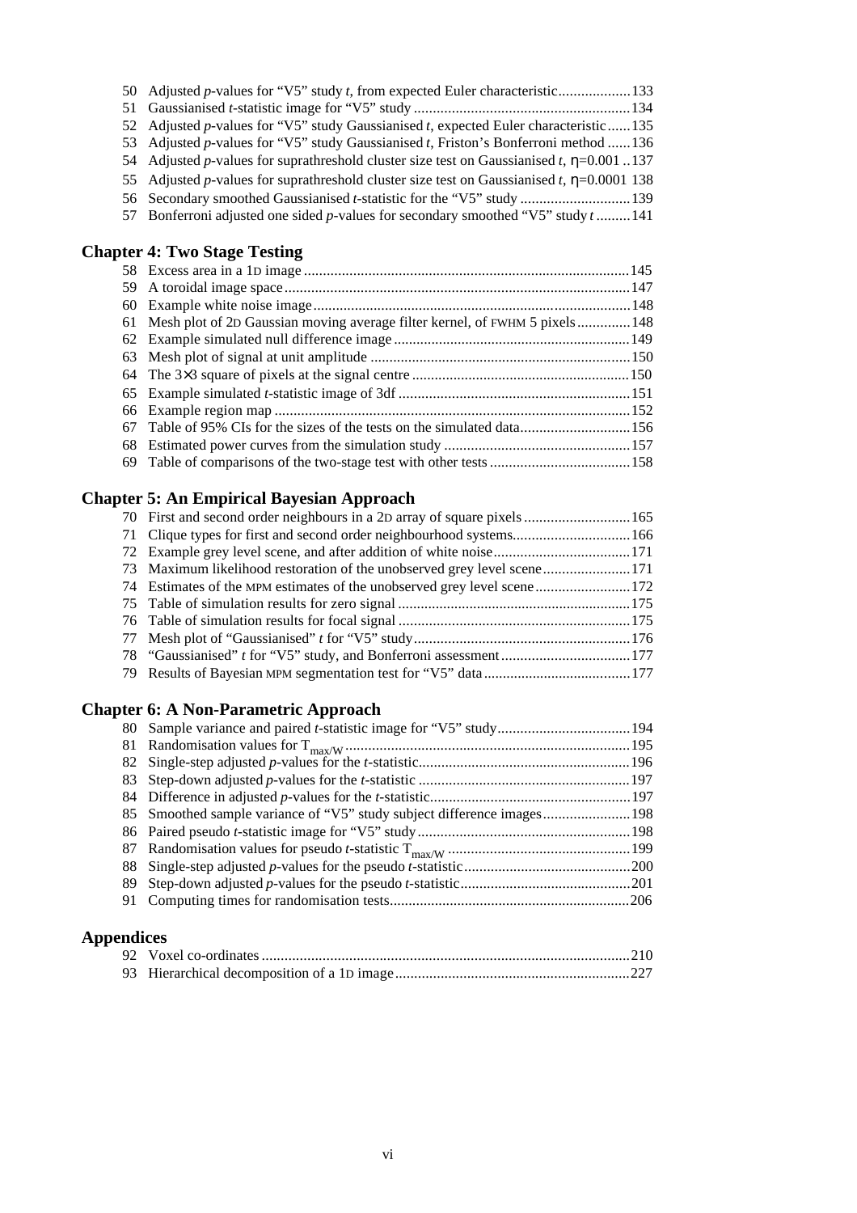50 Adjusted *p*-values for "V5" study *t*, from expected Euler characteristic...................133
51 Gaussianised *t*-statistic image for "V5" study ..........................................................134
52 Adjusted *p*-values for "V5" study Gaussianised *t*, expected Euler characteristic......135
53 Adjusted *p*-values for "V5" study Gaussianised *t*, Friston's Bonferroni method ......136
54 Adjusted *p*-values for suprathreshold cluster size test on Gaussianised *t*, $\eta$=0.001 ..137
55 Adjusted *p*-values for suprathreshold cluster size test on Gaussianised *t*, $\eta$=0.0001 138
56 Secondary smoothed Gaussianised *t*-statistic for the "V5" study .............................139
57 Bonferroni adjusted one sided *p*-values for secondary smoothed "V5" study *t* .........141

## Chapter 4: Two Stage Testing

58 Excess area in a 1D image .....................................................................................145
59 A toroidal image space...........................................................................................147
60 Example white noise image....................................................................................148
61 Mesh plot of 2D Gaussian moving average filter kernel, of FWHM 5 pixels..............148
62 Example simulated null difference image ...............................................................149
63 Mesh plot of signal at unit amplitude .....................................................................150
64 The 3×3 square of pixels at the signal centre ..........................................................150
65 Example simulated *t*-statistic image of 3df .............................................................151
66 Example region map ..............................................................................................152
67 Table of 95% CIs for the sizes of the tests on the simulated data.............................156
68 Estimated power curves from the simulation study .................................................157
69 Table of comparisons of the two-stage test with other tests .....................................158

## Chapter 5: An Empirical Bayesian Approach

70 First and second order neighbours in a 2D array of square pixels ............................165
71 Clique types for first and second order neighbourhood systems...............................166
72 Example grey level scene, and after addition of white noise....................................171
73 Maximum likelihood restoration of the unobserved grey level scene.......................171
74 Estimates of the MPM estimates of the unobserved grey level scene.........................172
75 Table of simulation results for zero signal ..............................................................175
76 Table of simulation results for focal signal .............................................................175
77 Mesh plot of "Gaussianised" *t* for "V5" study.........................................................176
78 "Gaussianised" *t* for "V5" study, and Bonferroni assessment..................................177
79 Results of Bayesian MPM segmentation test for "V5" data .......................................177

## Chapter 6: A Non-Parametric Approach

80 Sample variance and paired *t*-statistic image for "V5" study...................................194
81 Randomisation values for $T_{max/W}$...........................................................................195
82 Single-step adjusted *p*-values for the *t*-statistic.......................................................196
83 Step-down adjusted *p*-values for the *t*-statistic .......................................................197
84 Difference in adjusted *p*-values for the *t*-statistic.....................................................197
85 Smoothed sample variance of "V5" study subject difference images.......................198
86 Paired pseudo *t*-statistic image for "V5" study........................................................198
87 Randomisation values for pseudo *t*-statistic $T_{max/W}$ ................................................199
88 Single-step adjusted *p*-values for the pseudo *t*-statistic............................................200
89 Step-down adjusted *p*-values for the pseudo *t*-statistic............................................201
91 Computing times for randomisation tests................................................................206

## Appendices

92 Voxel co-ordinates.................................................................................................210
93 Hierarchical decomposition of a 1D image..............................................................227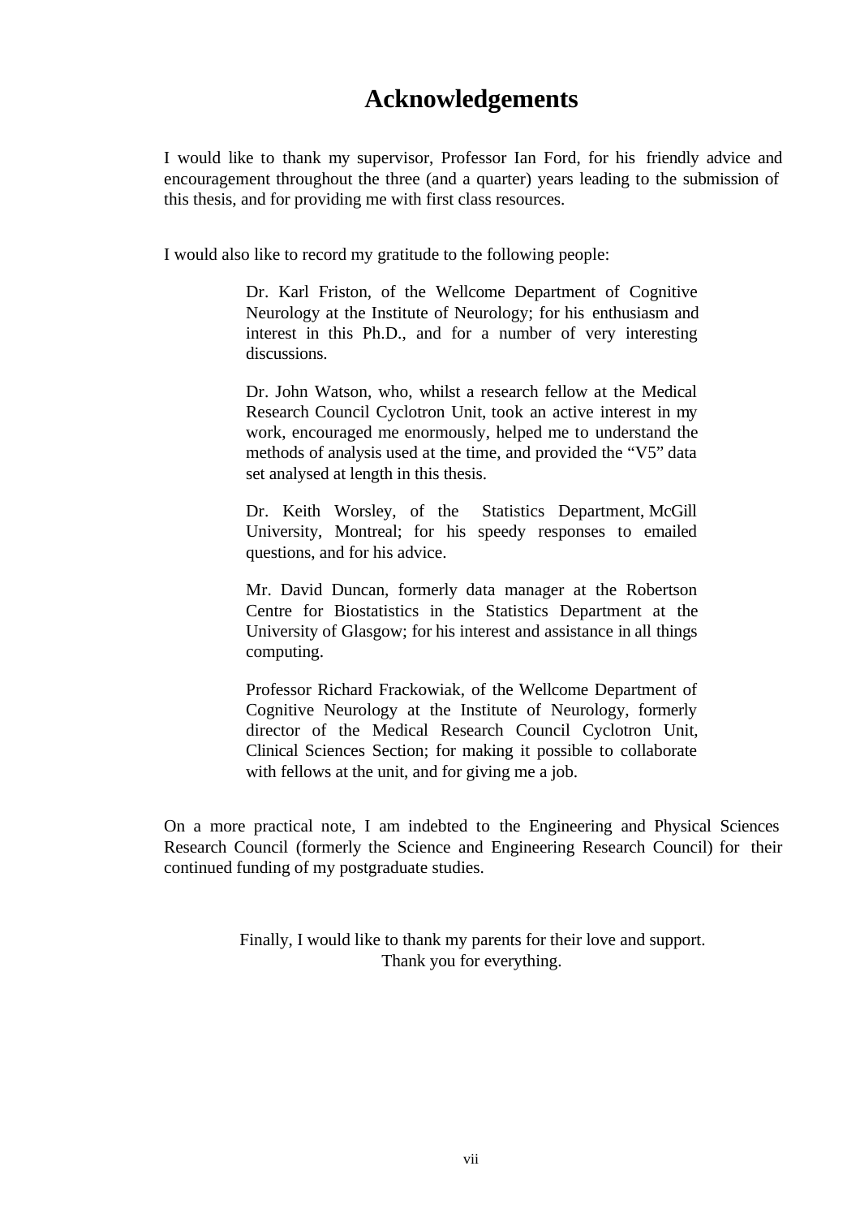# Acknowledgements

I would like to thank my supervisor, Professor Ian Ford, for his friendly advice and encouragement throughout the three (and a quarter) years leading to the submission of this thesis, and for providing me with first class resources.

I would also like to record my gratitude to the following people:

> Dr. Karl Friston, of the Wellcome Department of Cognitive Neurology at the Institute of Neurology; for his enthusiasm and interest in this Ph.D., and for a number of very interesting discussions.
>
> Dr. John Watson, who, whilst a research fellow at the Medical Research Council Cyclotron Unit, took an active interest in my work, encouraged me enormously, helped me to understand the methods of analysis used at the time, and provided the "V5" data set analysed at length in this thesis.
>
> Dr. Keith Worsley, of the Statistics Department, McGill University, Montreal; for his speedy responses to emailed questions, and for his advice.
>
> Mr. David Duncan, formerly data manager at the Robertson Centre for Biostatistics in the Statistics Department at the University of Glasgow; for his interest and assistance in all things computing.
>
> Professor Richard Frackowiak, of the Wellcome Department of Cognitive Neurology at the Institute of Neurology, formerly director of the Medical Research Council Cyclotron Unit, Clinical Sciences Section; for making it possible to collaborate with fellows at the unit, and for giving me a job.

On a more practical note, I am indebted to the Engineering and Physical Sciences Research Council (formerly the Science and Engineering Research Council) for their continued funding of my postgraduate studies.

Finally, I would like to thank my parents for their love and support.
Thank you for everything.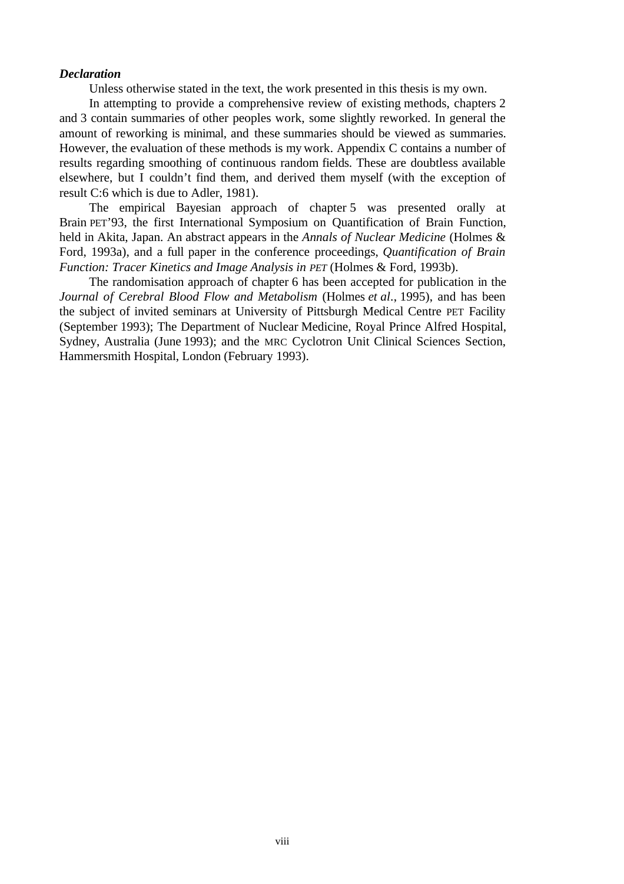***Declaration***

Unless otherwise stated in the text, the work presented in this thesis is my own.

In attempting to provide a comprehensive review of existing methods, chapters 2 and 3 contain summaries of other peoples work, some slightly reworked. In general the amount of reworking is minimal, and these summaries should be viewed as summaries. However, the evaluation of these methods is my work. Appendix C contains a number of results regarding smoothing of continuous random fields. These are doubtless available elsewhere, but I couldn't find them, and derived them myself (with the exception of result C:6 which is due to Adler, 1981).

The empirical Bayesian approach of chapter 5 was presented orally at Brain PET'93, the first International Symposium on Quantification of Brain Function, held in Akita, Japan. An abstract appears in the *Annals of Nuclear Medicine* (Holmes & Ford, 1993a), and a full paper in the conference proceedings, *Quantification of Brain Function: Tracer Kinetics and Image Analysis in PET* (Holmes & Ford, 1993b).

The randomisation approach of chapter 6 has been accepted for publication in the *Journal of Cerebral Blood Flow and Metabolism* (Holmes *et al.*, 1995), and has been the subject of invited seminars at University of Pittsburgh Medical Centre PET Facility (September 1993); The Department of Nuclear Medicine, Royal Prince Alfred Hospital, Sydney, Australia (June 1993); and the MRC Cyclotron Unit Clinical Sciences Section, Hammersmith Hospital, London (February 1993).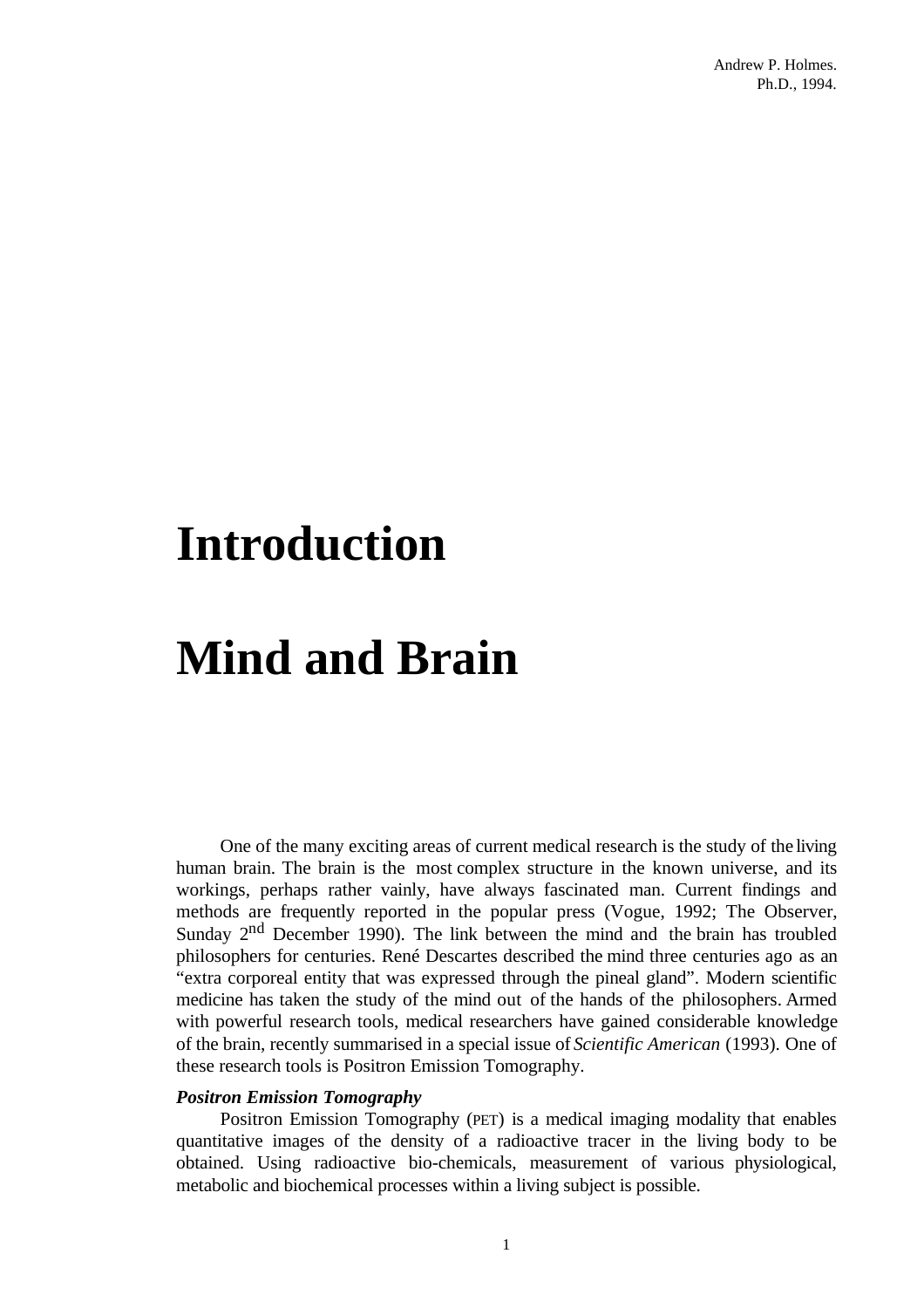# Introduction

# Mind and Brain

One of the many exciting areas of current medical research is the study of the living human brain. The brain is the most complex structure in the known universe, and its workings, perhaps rather vainly, have always fascinated man. Current findings and methods are frequently reported in the popular press (Vogue, 1992; The Observer, Sunday 2nd December 1990). The link between the mind and the brain has troubled philosophers for centuries. René Descartes described the mind three centuries ago as an "extra corporeal entity that was expressed through the pineal gland". Modern scientific medicine has taken the study of the mind out of the hands of the philosophers. Armed with powerful research tools, medical researchers have gained considerable knowledge of the brain, recently summarised in a special issue of *Scientific American* (1993). One of these research tools is Positron Emission Tomography.

***Positron Emission Tomography***

Positron Emission Tomography (PET) is a medical imaging modality that enables quantitative images of the density of a radioactive tracer in the living body to be obtained. Using radioactive bio-chemicals, measurement of various physiological, metabolic and biochemical processes within a living subject is possible.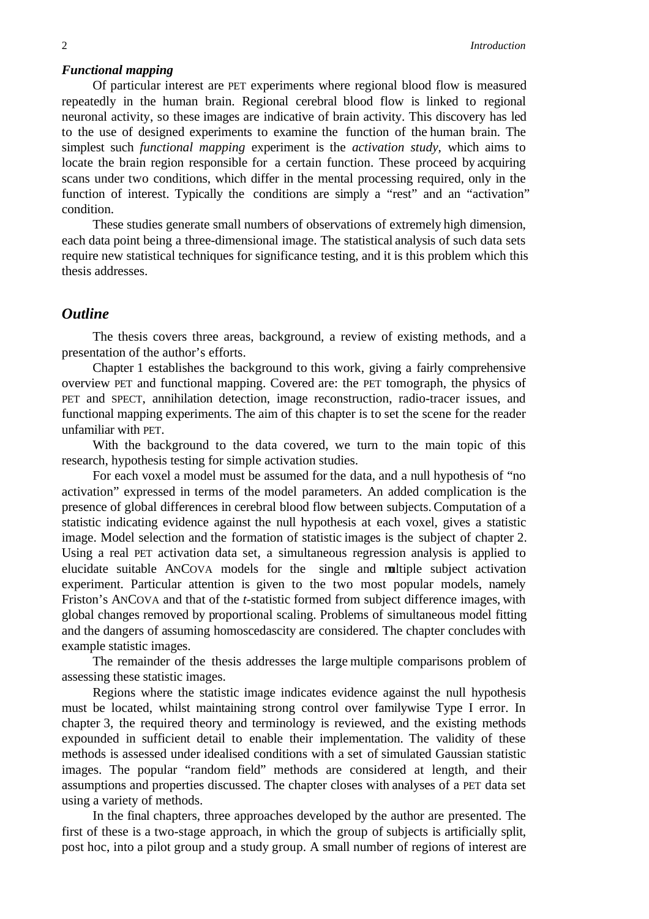### *Functional mapping*

Of particular interest are PET experiments where regional blood flow is measured repeatedly in the human brain. Regional cerebral blood flow is linked to regional neuronal activity, so these images are indicative of brain activity. This discovery has led to the use of designed experiments to examine the function of the human brain. The simplest such *functional mapping* experiment is the *activation study*, which aims to locate the brain region responsible for a certain function. These proceed by acquiring scans under two conditions, which differ in the mental processing required, only in the function of interest. Typically the conditions are simply a "rest" and an "activation" condition.

These studies generate small numbers of observations of extremely high dimension, each data point being a three-dimensional image. The statistical analysis of such data sets require new statistical techniques for significance testing, and it is this problem which this thesis addresses.

## *Outline*

The thesis covers three areas, background, a review of existing methods, and a presentation of the author's efforts.

Chapter 1 establishes the background to this work, giving a fairly comprehensive overview PET and functional mapping. Covered are: the PET tomograph, the physics of PET and SPECT, annihilation detection, image reconstruction, radio-tracer issues, and functional mapping experiments. The aim of this chapter is to set the scene for the reader unfamiliar with PET.

With the background to the data covered, we turn to the main topic of this research, hypothesis testing for simple activation studies.

For each voxel a model must be assumed for the data, and a null hypothesis of "no activation" expressed in terms of the model parameters. An added complication is the presence of global differences in cerebral blood flow between subjects. Computation of a statistic indicating evidence against the null hypothesis at each voxel, gives a statistic image. Model selection and the formation of statistic images is the subject of chapter 2. Using a real PET activation data set, a simultaneous regression analysis is applied to elucidate suitable ANCOVA models for the single and multiple subject activation experiment. Particular attention is given to the two most popular models, namely Friston's ANCOVA and that of the *t*-statistic formed from subject difference images, with global changes removed by proportional scaling. Problems of simultaneous model fitting and the dangers of assuming homoscedascity are considered. The chapter concludes with example statistic images.

The remainder of the thesis addresses the large multiple comparisons problem of assessing these statistic images.

Regions where the statistic image indicates evidence against the null hypothesis must be located, whilst maintaining strong control over familywise Type I error. In chapter 3, the required theory and terminology is reviewed, and the existing methods expounded in sufficient detail to enable their implementation. The validity of these methods is assessed under idealised conditions with a set of simulated Gaussian statistic images. The popular "random field" methods are considered at length, and their assumptions and properties discussed. The chapter closes with analyses of a PET data set using a variety of methods.

In the final chapters, three approaches developed by the author are presented. The first of these is a two-stage approach, in which the group of subjects is artificially split, post hoc, into a pilot group and a study group. A small number of regions of interest are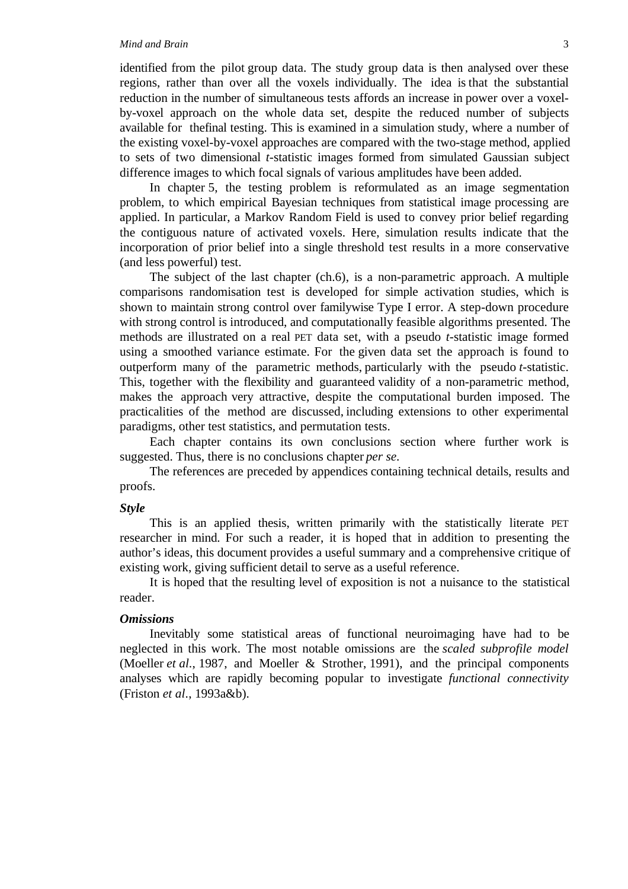identified from the pilot group data. The study group data is then analysed over these regions, rather than over all the voxels individually. The idea is that the substantial reduction in the number of simultaneous tests affords an increase in power over a voxel-by-voxel approach on the whole data set, despite the reduced number of subjects available for thefinal testing. This is examined in a simulation study, where a number of the existing voxel-by-voxel approaches are compared with the two-stage method, applied to sets of two dimensional *t*-statistic images formed from simulated Gaussian subject difference images to which focal signals of various amplitudes have been added.

In chapter 5, the testing problem is reformulated as an image segmentation problem, to which empirical Bayesian techniques from statistical image processing are applied. In particular, a Markov Random Field is used to convey prior belief regarding the contiguous nature of activated voxels. Here, simulation results indicate that the incorporation of prior belief into a single threshold test results in a more conservative (and less powerful) test.

The subject of the last chapter (ch.6), is a non-parametric approach. A multiple comparisons randomisation test is developed for simple activation studies, which is shown to maintain strong control over familywise Type I error. A step-down procedure with strong control is introduced, and computationally feasible algorithms presented. The methods are illustrated on a real PET data set, with a pseudo *t*-statistic image formed using a smoothed variance estimate. For the given data set the approach is found to outperform many of the parametric methods, particularly with the pseudo *t*-statistic. This, together with the flexibility and guaranteed validity of a non-parametric method, makes the approach very attractive, despite the computational burden imposed. The practicalities of the method are discussed, including extensions to other experimental paradigms, other test statistics, and permutation tests.

Each chapter contains its own conclusions section where further work is suggested. Thus, there is no conclusions chapter *per se*.

The references are preceded by appendices containing technical details, results and proofs.

***Style***

This is an applied thesis, written primarily with the statistically literate PET researcher in mind. For such a reader, it is hoped that in addition to presenting the author's ideas, this document provides a useful summary and a comprehensive critique of existing work, giving sufficient detail to serve as a useful reference.

It is hoped that the resulting level of exposition is not a nuisance to the statistical reader.

***Omissions***

Inevitably some statistical areas of functional neuroimaging have had to be neglected in this work. The most notable omissions are the *scaled subprofile model* (Moeller *et al.*, 1987, and Moeller & Strother, 1991), and the principal components analyses which are rapidly becoming popular to investigate *functional connectivity* (Friston *et al.*, 1993a&b).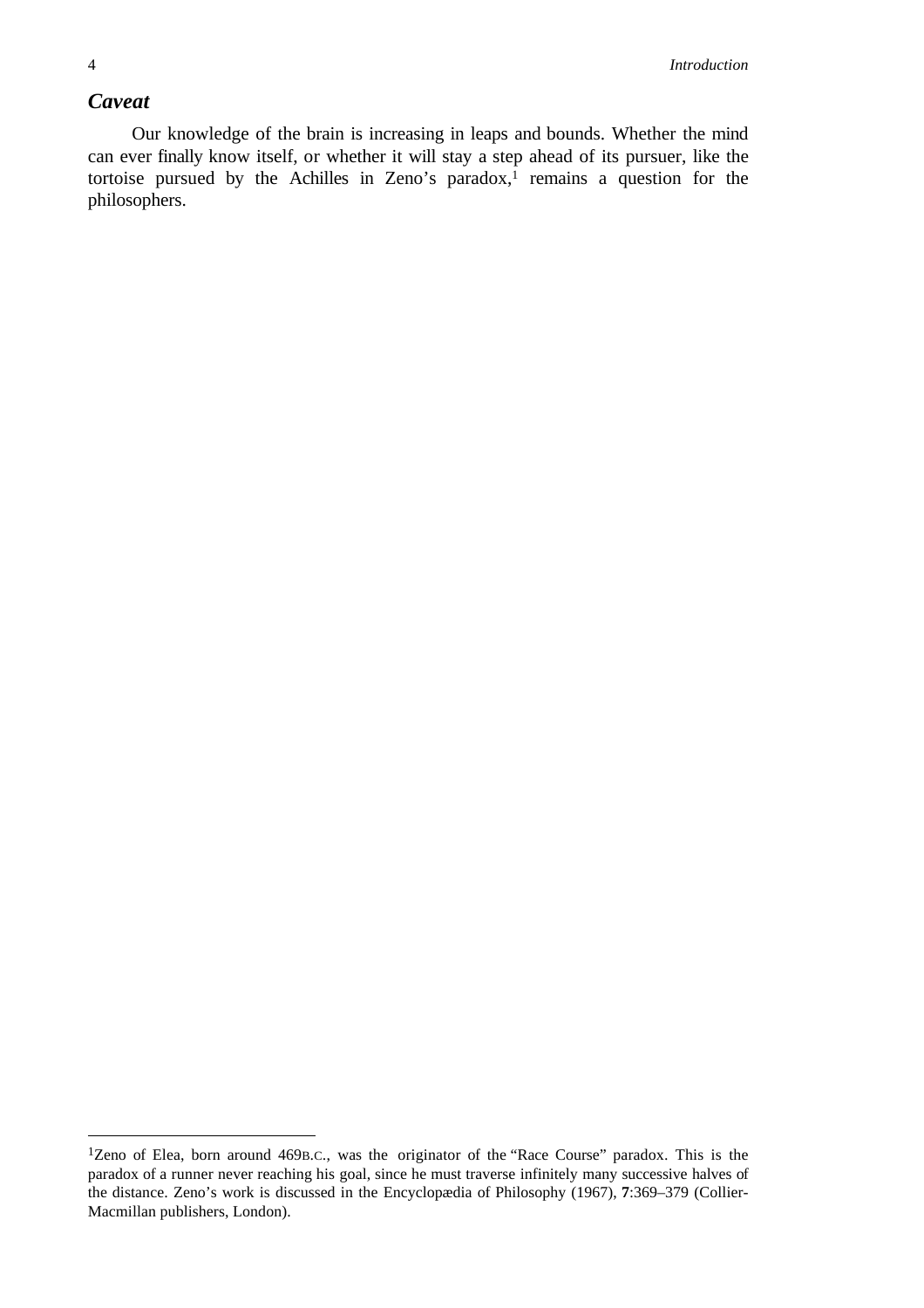### *Caveat*

Our knowledge of the brain is increasing in leaps and bounds. Whether the mind can ever finally know itself, or whether it will stay a step ahead of its pursuer, like the tortoise pursued by the Achilles in Zeno's paradox,[1] remains a question for the philosophers.

---

[1]Zeno of Elea, born around 469B.C., was the originator of the "Race Course" paradox. This is the paradox of a runner never reaching his goal, since he must traverse infinitely many successive halves of the distance. Zeno's work is discussed in the Encyclopædia of Philosophy (1967), **7**:369–379 (Collier-Macmillan publishers, London).